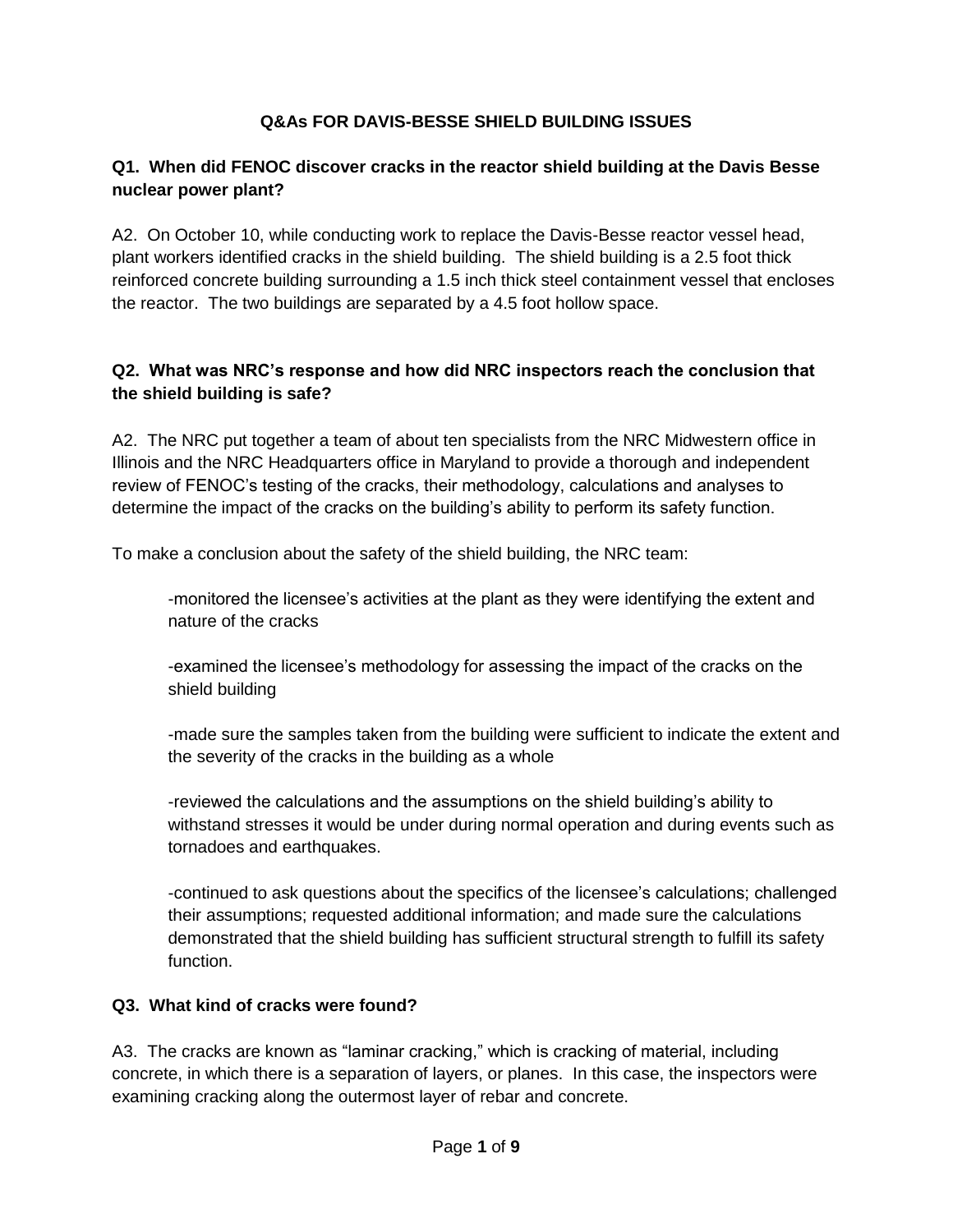# Q&As FOR DAVIS-BESSE SHIELD BUILDING ISSUES

**Q1. When did FENOC discover cracks in the reactor shield building at the Davis Besse nuclear power plant?**

A2. On October 10, while conducting work to replace the Davis-Besse reactor vessel head, plant workers identified cracks in the shield building. The shield building is a 2.5 foot thick reinforced concrete building surrounding a 1.5 inch thick steel containment vessel that encloses the reactor. The two buildings are separated by a 4.5 foot hollow space.

**Q2. What was NRC's response and how did NRC inspectors reach the conclusion that the shield building is safe?**

A2. The NRC put together a team of about ten specialists from the NRC Midwestern office in Illinois and the NRC Headquarters office in Maryland to provide a thorough and independent review of FENOC's testing of the cracks, their methodology, calculations and analyses to determine the impact of the cracks on the building's ability to perform its safety function.

To make a conclusion about the safety of the shield building, the NRC team:

-monitored the licensee's activities at the plant as they were identifying the extent and nature of the cracks

-examined the licensee's methodology for assessing the impact of the cracks on the shield building

-made sure the samples taken from the building were sufficient to indicate the extent and the severity of the cracks in the building as a whole

-reviewed the calculations and the assumptions on the shield building's ability to withstand stresses it would be under during normal operation and during events such as tornadoes and earthquakes.

-continued to ask questions about the specifics of the licensee's calculations; challenged their assumptions; requested additional information; and made sure the calculations demonstrated that the shield building has sufficient structural strength to fulfill its safety function.

**Q3. What kind of cracks were found?**

A3. The cracks are known as "laminar cracking," which is cracking of material, including concrete, in which there is a separation of layers, or planes. In this case, the inspectors were examining cracking along the outermost layer of rebar and concrete.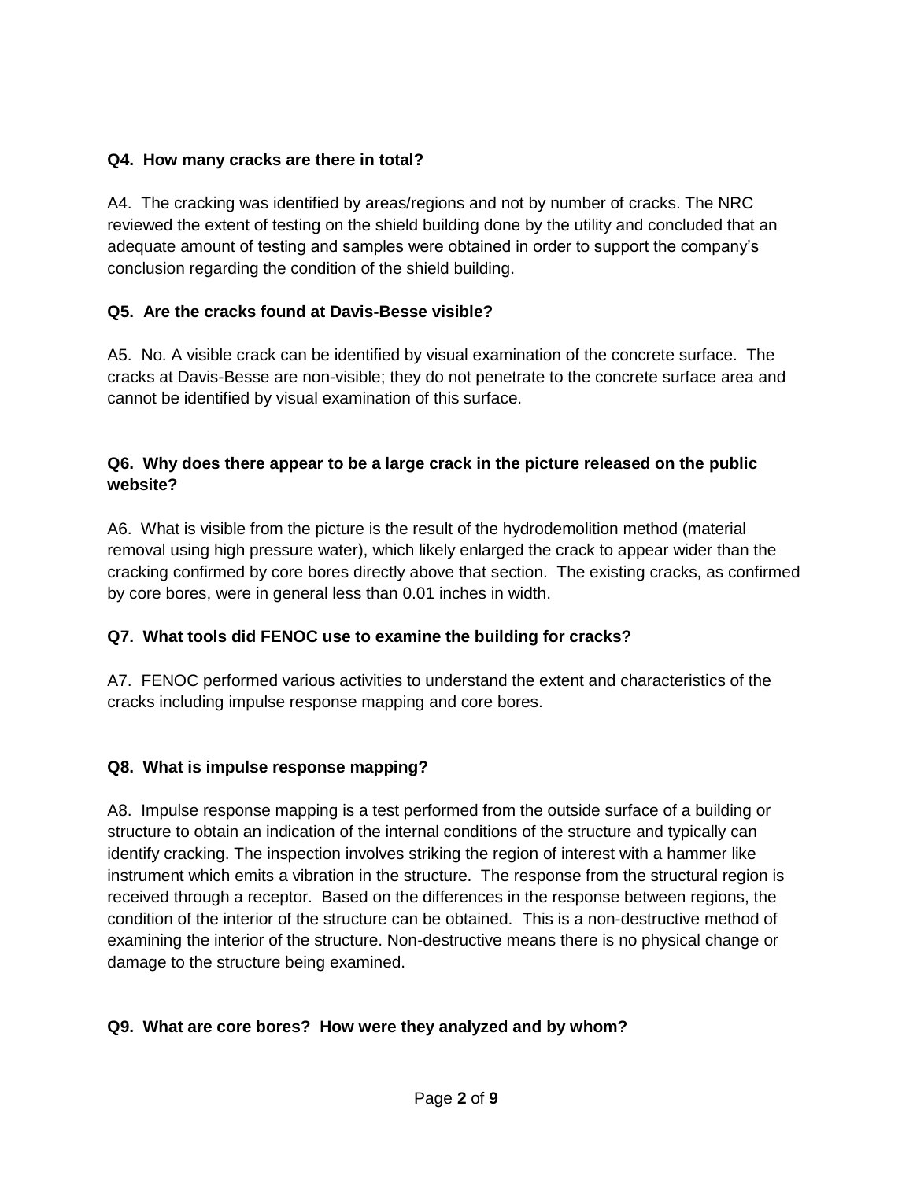**Q4. How many cracks are there in total?**

A4. The cracking was identified by areas/regions and not by number of cracks. The NRC reviewed the extent of testing on the shield building done by the utility and concluded that an adequate amount of testing and samples were obtained in order to support the company's conclusion regarding the condition of the shield building.

**Q5. Are the cracks found at Davis-Besse visible?**

A5. No. A visible crack can be identified by visual examination of the concrete surface. The cracks at Davis-Besse are non-visible; they do not penetrate to the concrete surface area and cannot be identified by visual examination of this surface.

**Q6. Why does there appear to be a large crack in the picture released on the public website?**

A6. What is visible from the picture is the result of the hydrodemolition method (material removal using high pressure water), which likely enlarged the crack to appear wider than the cracking confirmed by core bores directly above that section. The existing cracks, as confirmed by core bores, were in general less than 0.01 inches in width.

**Q7. What tools did FENOC use to examine the building for cracks?**

A7. FENOC performed various activities to understand the extent and characteristics of the cracks including impulse response mapping and core bores.

**Q8. What is impulse response mapping?**

A8. Impulse response mapping is a test performed from the outside surface of a building or structure to obtain an indication of the internal conditions of the structure and typically can identify cracking. The inspection involves striking the region of interest with a hammer like instrument which emits a vibration in the structure. The response from the structural region is received through a receptor. Based on the differences in the response between regions, the condition of the interior of the structure can be obtained. This is a non-destructive method of examining the interior of the structure. Non-destructive means there is no physical change or damage to the structure being examined.

**Q9. What are core bores? How were they analyzed and by whom?**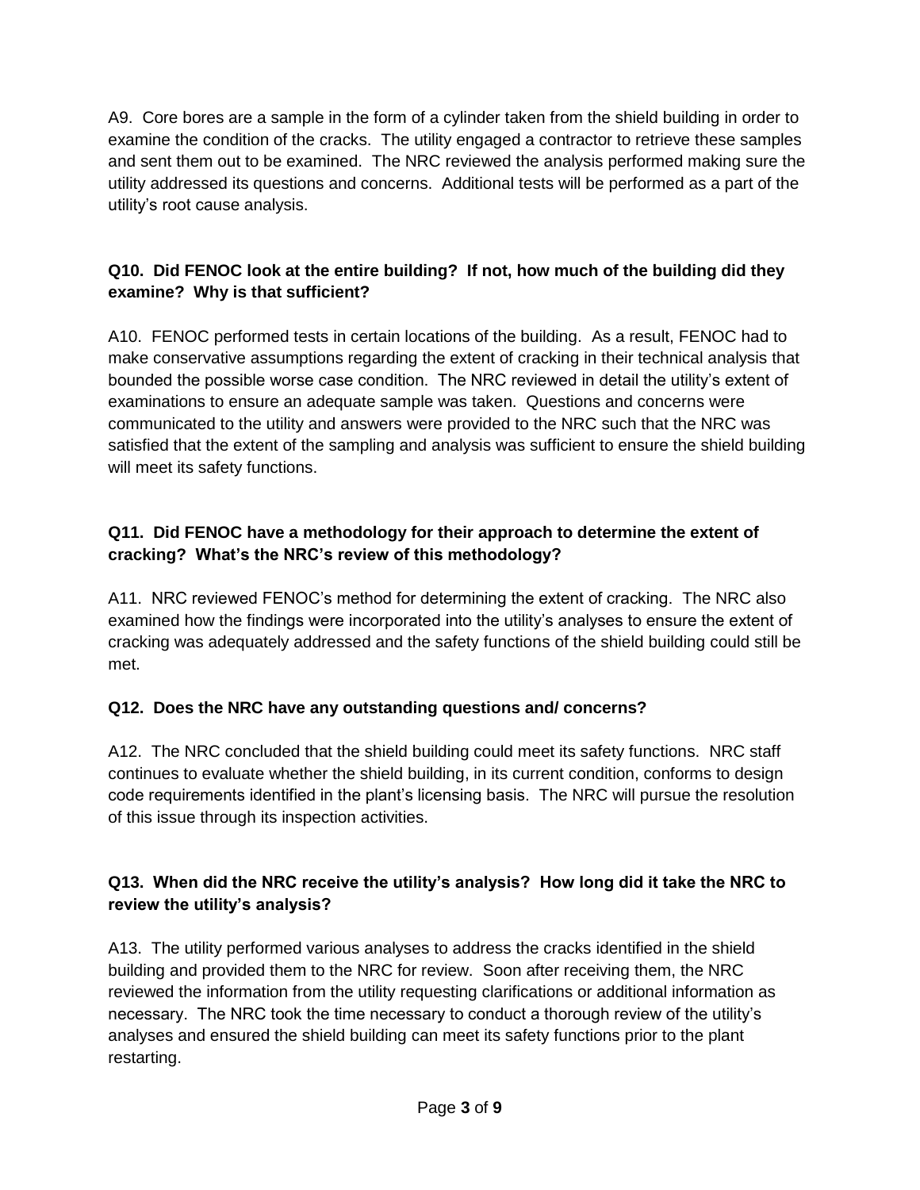A9. Core bores are a sample in the form of a cylinder taken from the shield building in order to examine the condition of the cracks. The utility engaged a contractor to retrieve these samples and sent them out to be examined. The NRC reviewed the analysis performed making sure the utility addressed its questions and concerns. Additional tests will be performed as a part of the utility's root cause analysis.

**Q10. Did FENOC look at the entire building? If not, how much of the building did they examine? Why is that sufficient?**

A10. FENOC performed tests in certain locations of the building. As a result, FENOC had to make conservative assumptions regarding the extent of cracking in their technical analysis that bounded the possible worse case condition. The NRC reviewed in detail the utility's extent of examinations to ensure an adequate sample was taken. Questions and concerns were communicated to the utility and answers were provided to the NRC such that the NRC was satisfied that the extent of the sampling and analysis was sufficient to ensure the shield building will meet its safety functions.

**Q11. Did FENOC have a methodology for their approach to determine the extent of cracking? What's the NRC's review of this methodology?**

A11. NRC reviewed FENOC's method for determining the extent of cracking. The NRC also examined how the findings were incorporated into the utility's analyses to ensure the extent of cracking was adequately addressed and the safety functions of the shield building could still be met.

**Q12. Does the NRC have any outstanding questions and/ concerns?**

A12. The NRC concluded that the shield building could meet its safety functions. NRC staff continues to evaluate whether the shield building, in its current condition, conforms to design code requirements identified in the plant's licensing basis. The NRC will pursue the resolution of this issue through its inspection activities.

**Q13. When did the NRC receive the utility's analysis? How long did it take the NRC to review the utility's analysis?**

A13. The utility performed various analyses to address the cracks identified in the shield building and provided them to the NRC for review. Soon after receiving them, the NRC reviewed the information from the utility requesting clarifications or additional information as necessary. The NRC took the time necessary to conduct a thorough review of the utility's analyses and ensured the shield building can meet its safety functions prior to the plant restarting.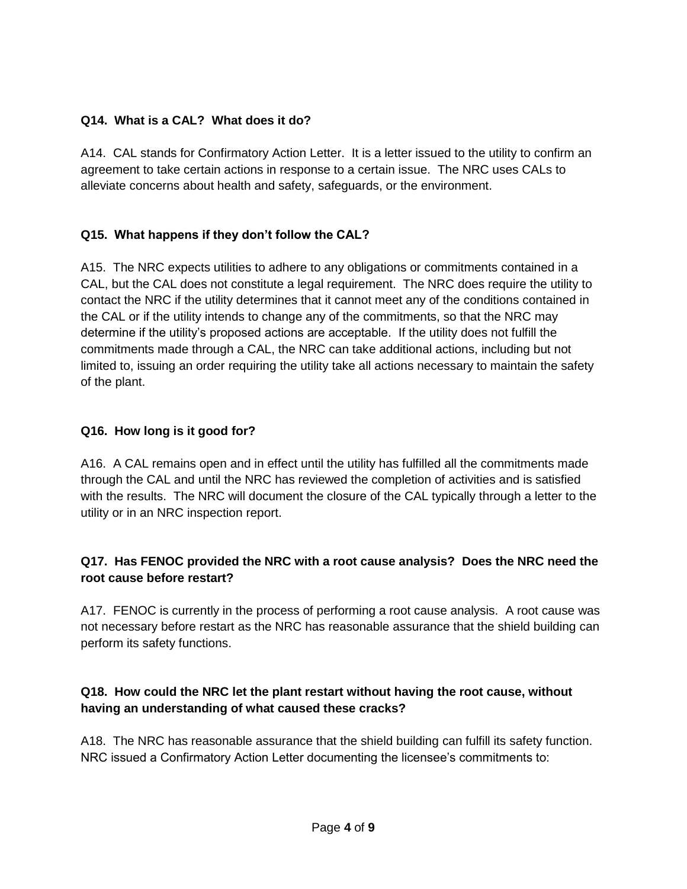**Q14. What is a CAL? What does it do?**

A14. CAL stands for Confirmatory Action Letter. It is a letter issued to the utility to confirm an agreement to take certain actions in response to a certain issue. The NRC uses CALs to alleviate concerns about health and safety, safeguards, or the environment.

**Q15. What happens if they don't follow the CAL?**

A15. The NRC expects utilities to adhere to any obligations or commitments contained in a CAL, but the CAL does not constitute a legal requirement. The NRC does require the utility to contact the NRC if the utility determines that it cannot meet any of the conditions contained in the CAL or if the utility intends to change any of the commitments, so that the NRC may determine if the utility's proposed actions are acceptable. If the utility does not fulfill the commitments made through a CAL, the NRC can take additional actions, including but not limited to, issuing an order requiring the utility take all actions necessary to maintain the safety of the plant.

**Q16. How long is it good for?**

A16. A CAL remains open and in effect until the utility has fulfilled all the commitments made through the CAL and until the NRC has reviewed the completion of activities and is satisfied with the results. The NRC will document the closure of the CAL typically through a letter to the utility or in an NRC inspection report.

**Q17. Has FENOC provided the NRC with a root cause analysis? Does the NRC need the root cause before restart?**

A17. FENOC is currently in the process of performing a root cause analysis. A root cause was not necessary before restart as the NRC has reasonable assurance that the shield building can perform its safety functions.

**Q18. How could the NRC let the plant restart without having the root cause, without having an understanding of what caused these cracks?**

A18. The NRC has reasonable assurance that the shield building can fulfill its safety function. NRC issued a Confirmatory Action Letter documenting the licensee's commitments to: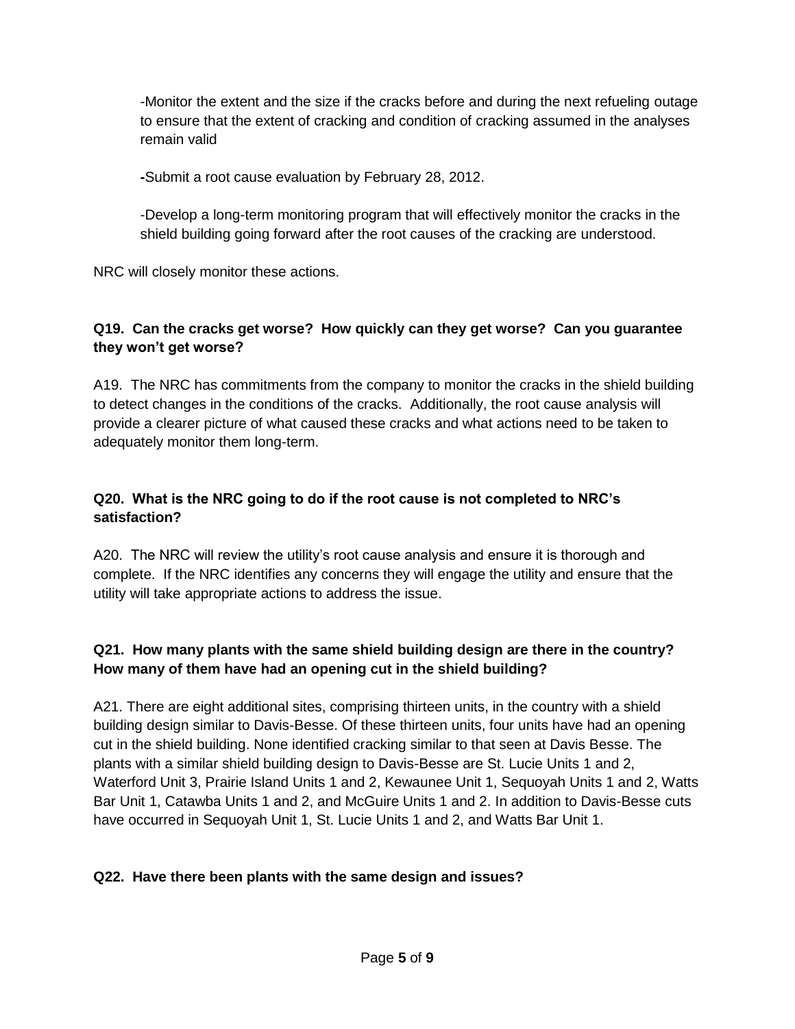-Monitor the extent and the size if the cracks before and during the next refueling outage to ensure that the extent of cracking and condition of cracking assumed in the analyses remain valid

-Submit a root cause evaluation by February 28, 2012.

-Develop a long-term monitoring program that will effectively monitor the cracks in the shield building going forward after the root causes of the cracking are understood.

NRC will closely monitor these actions.

**Q19. Can the cracks get worse? How quickly can they get worse? Can you guarantee they won't get worse?**

A19. The NRC has commitments from the company to monitor the cracks in the shield building to detect changes in the conditions of the cracks. Additionally, the root cause analysis will provide a clearer picture of what caused these cracks and what actions need to be taken to adequately monitor them long-term.

**Q20. What is the NRC going to do if the root cause is not completed to NRC's satisfaction?**

A20. The NRC will review the utility's root cause analysis and ensure it is thorough and complete. If the NRC identifies any concerns they will engage the utility and ensure that the utility will take appropriate actions to address the issue.

**Q21. How many plants with the same shield building design are there in the country? How many of them have had an opening cut in the shield building?**

A21. There are eight additional sites, comprising thirteen units, in the country with a shield building design similar to Davis-Besse. Of these thirteen units, four units have had an opening cut in the shield building. None identified cracking similar to that seen at Davis Besse. The plants with a similar shield building design to Davis-Besse are St. Lucie Units 1 and 2, Waterford Unit 3, Prairie Island Units 1 and 2, Kewaunee Unit 1, Sequoyah Units 1 and 2, Watts Bar Unit 1, Catawba Units 1 and 2, and McGuire Units 1 and 2. In addition to Davis-Besse cuts have occurred in Sequoyah Unit 1, St. Lucie Units 1 and 2, and Watts Bar Unit 1.

**Q22. Have there been plants with the same design and issues?**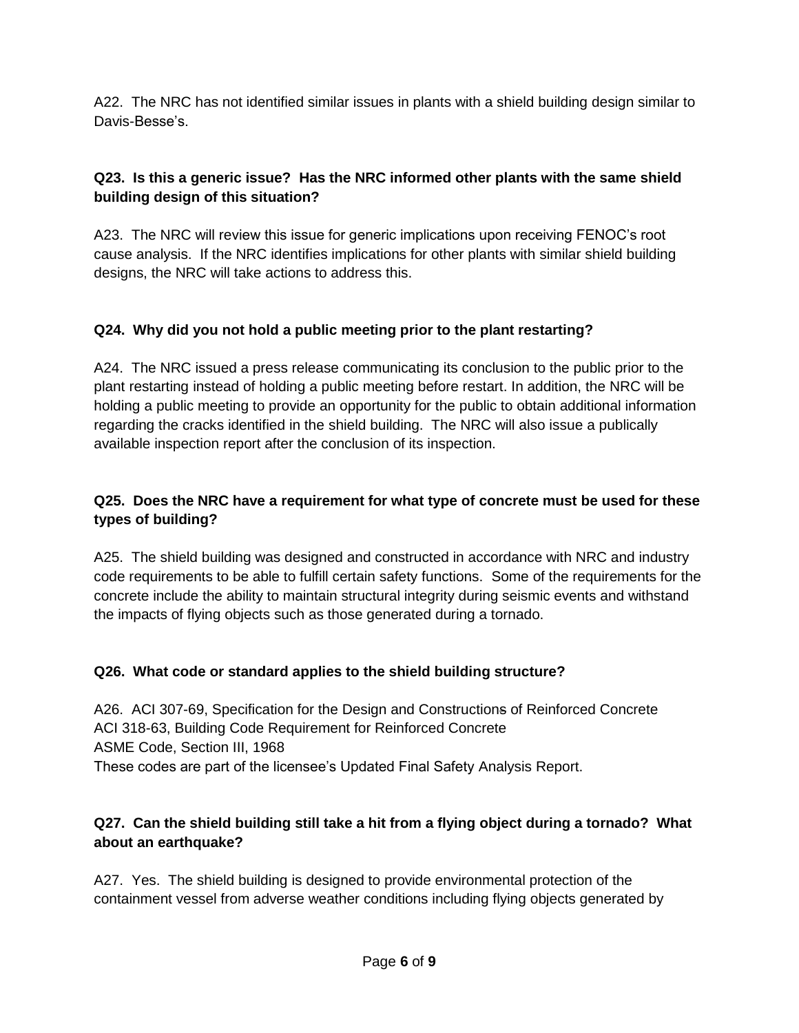A22. The NRC has not identified similar issues in plants with a shield building design similar to Davis-Besse's.

**Q23. Is this a generic issue? Has the NRC informed other plants with the same shield building design of this situation?**

A23. The NRC will review this issue for generic implications upon receiving FENOC's root cause analysis. If the NRC identifies implications for other plants with similar shield building designs, the NRC will take actions to address this.

**Q24. Why did you not hold a public meeting prior to the plant restarting?**

A24. The NRC issued a press release communicating its conclusion to the public prior to the plant restarting instead of holding a public meeting before restart. In addition, the NRC will be holding a public meeting to provide an opportunity for the public to obtain additional information regarding the cracks identified in the shield building. The NRC will also issue a publically available inspection report after the conclusion of its inspection.

**Q25. Does the NRC have a requirement for what type of concrete must be used for these types of building?**

A25. The shield building was designed and constructed in accordance with NRC and industry code requirements to be able to fulfill certain safety functions. Some of the requirements for the concrete include the ability to maintain structural integrity during seismic events and withstand the impacts of flying objects such as those generated during a tornado.

**Q26. What code or standard applies to the shield building structure?**

A26. ACI 307-69, Specification for the Design and Constructions of Reinforced Concrete
ACI 318-63, Building Code Requirement for Reinforced Concrete
ASME Code, Section III, 1968
These codes are part of the licensee's Updated Final Safety Analysis Report.

**Q27. Can the shield building still take a hit from a flying object during a tornado? What about an earthquake?**

A27. Yes. The shield building is designed to provide environmental protection of the containment vessel from adverse weather conditions including flying objects generated by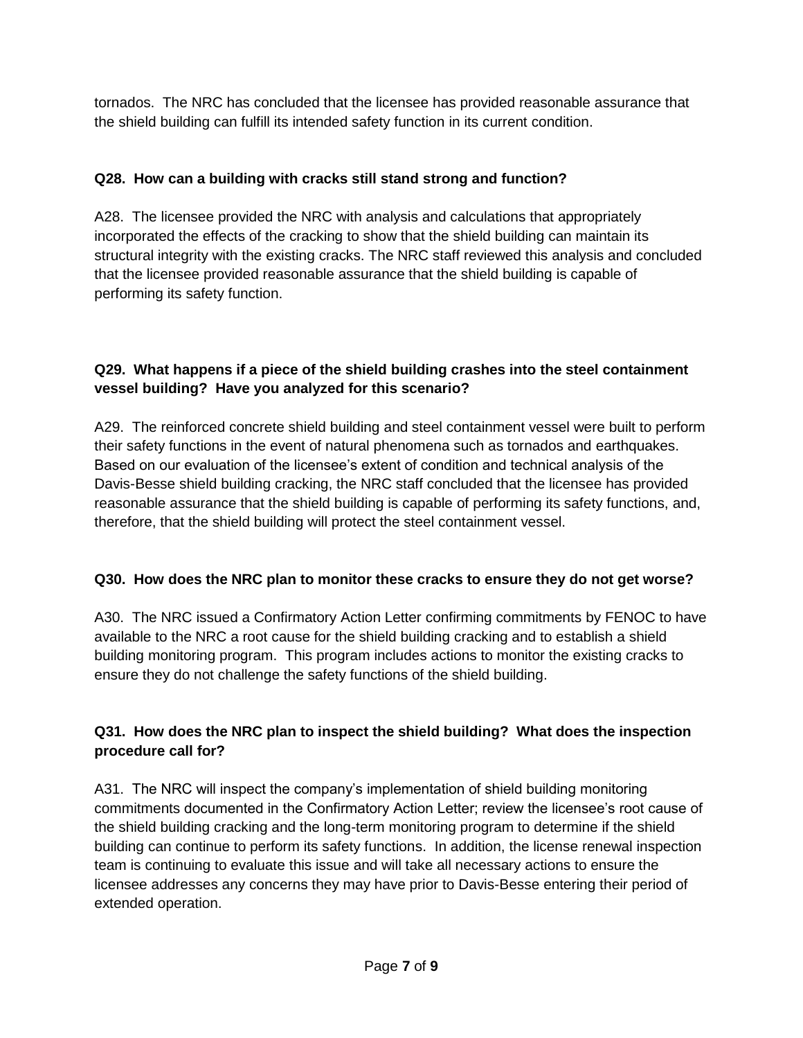tornados. The NRC has concluded that the licensee has provided reasonable assurance that the shield building can fulfill its intended safety function in its current condition.

**Q28. How can a building with cracks still stand strong and function?**

A28. The licensee provided the NRC with analysis and calculations that appropriately incorporated the effects of the cracking to show that the shield building can maintain its structural integrity with the existing cracks. The NRC staff reviewed this analysis and concluded that the licensee provided reasonable assurance that the shield building is capable of performing its safety function.

**Q29. What happens if a piece of the shield building crashes into the steel containment vessel building? Have you analyzed for this scenario?**

A29. The reinforced concrete shield building and steel containment vessel were built to perform their safety functions in the event of natural phenomena such as tornados and earthquakes. Based on our evaluation of the licensee's extent of condition and technical analysis of the Davis-Besse shield building cracking, the NRC staff concluded that the licensee has provided reasonable assurance that the shield building is capable of performing its safety functions, and, therefore, that the shield building will protect the steel containment vessel.

**Q30. How does the NRC plan to monitor these cracks to ensure they do not get worse?**

A30. The NRC issued a Confirmatory Action Letter confirming commitments by FENOC to have available to the NRC a root cause for the shield building cracking and to establish a shield building monitoring program. This program includes actions to monitor the existing cracks to ensure they do not challenge the safety functions of the shield building.

**Q31. How does the NRC plan to inspect the shield building? What does the inspection procedure call for?**

A31. The NRC will inspect the company's implementation of shield building monitoring commitments documented in the Confirmatory Action Letter; review the licensee's root cause of the shield building cracking and the long-term monitoring program to determine if the shield building can continue to perform its safety functions. In addition, the license renewal inspection team is continuing to evaluate this issue and will take all necessary actions to ensure the licensee addresses any concerns they may have prior to Davis-Besse entering their period of extended operation.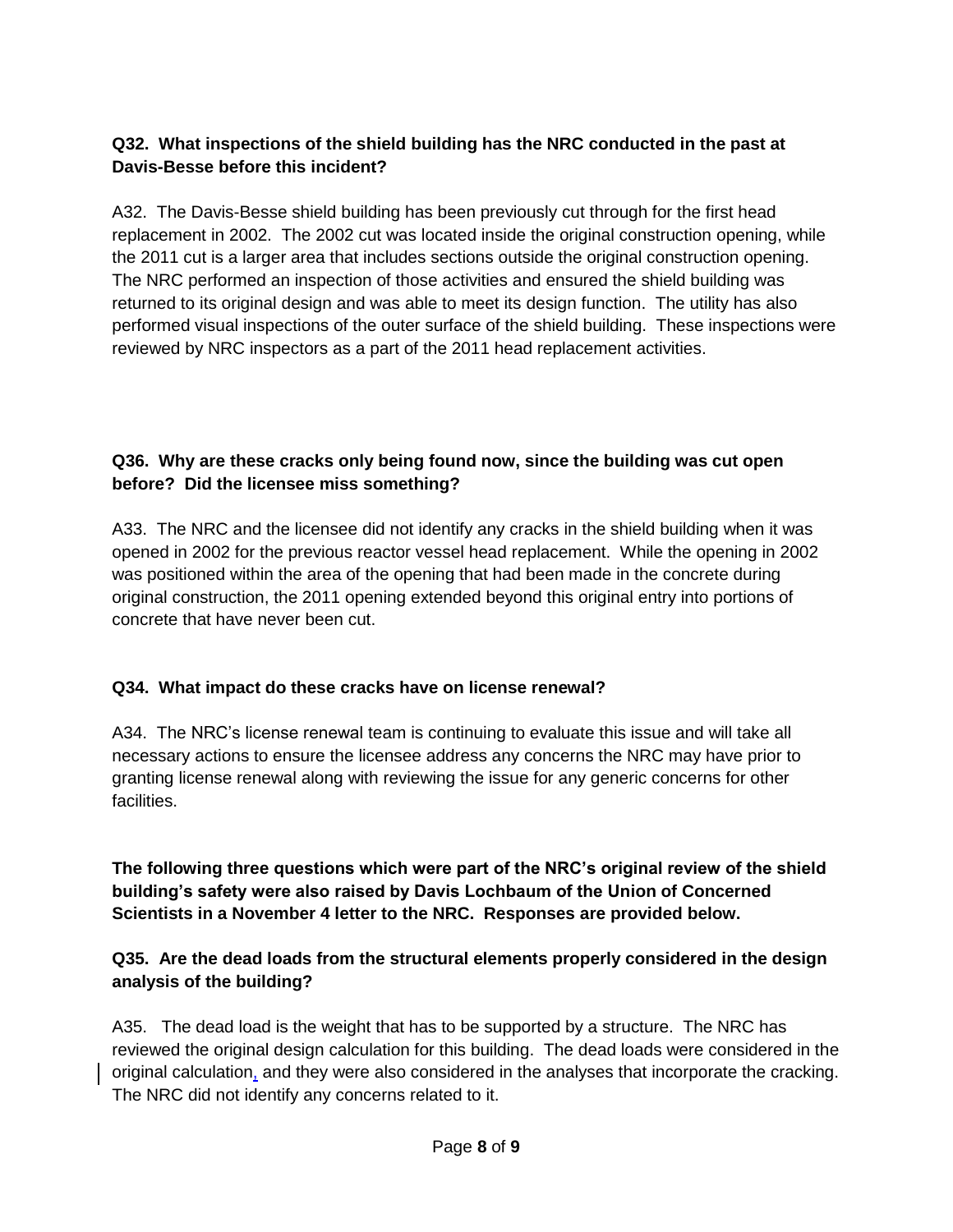**Q32. What inspections of the shield building has the NRC conducted in the past at Davis-Besse before this incident?**

A32. The Davis-Besse shield building has been previously cut through for the first head replacement in 2002. The 2002 cut was located inside the original construction opening, while the 2011 cut is a larger area that includes sections outside the original construction opening. The NRC performed an inspection of those activities and ensured the shield building was returned to its original design and was able to meet its design function. The utility has also performed visual inspections of the outer surface of the shield building. These inspections were reviewed by NRC inspectors as a part of the 2011 head replacement activities.

**Q36. Why are these cracks only being found now, since the building was cut open before? Did the licensee miss something?**

A33. The NRC and the licensee did not identify any cracks in the shield building when it was opened in 2002 for the previous reactor vessel head replacement. While the opening in 2002 was positioned within the area of the opening that had been made in the concrete during original construction, the 2011 opening extended beyond this original entry into portions of concrete that have never been cut.

**Q34. What impact do these cracks have on license renewal?**

A34. The NRC's license renewal team is continuing to evaluate this issue and will take all necessary actions to ensure the licensee address any concerns the NRC may have prior to granting license renewal along with reviewing the issue for any generic concerns for other facilities.

**The following three questions which were part of the NRC's original review of the shield building's safety were also raised by Davis Lochbaum of the Union of Concerned Scientists in a November 4 letter to the NRC. Responses are provided below.**

**Q35. Are the dead loads from the structural elements properly considered in the design analysis of the building?**

A35. The dead load is the weight that has to be supported by a structure. The NRC has reviewed the original design calculation for this building. The dead loads were considered in the original calculation, and they were also considered in the analyses that incorporate the cracking. The NRC did not identify any concerns related to it.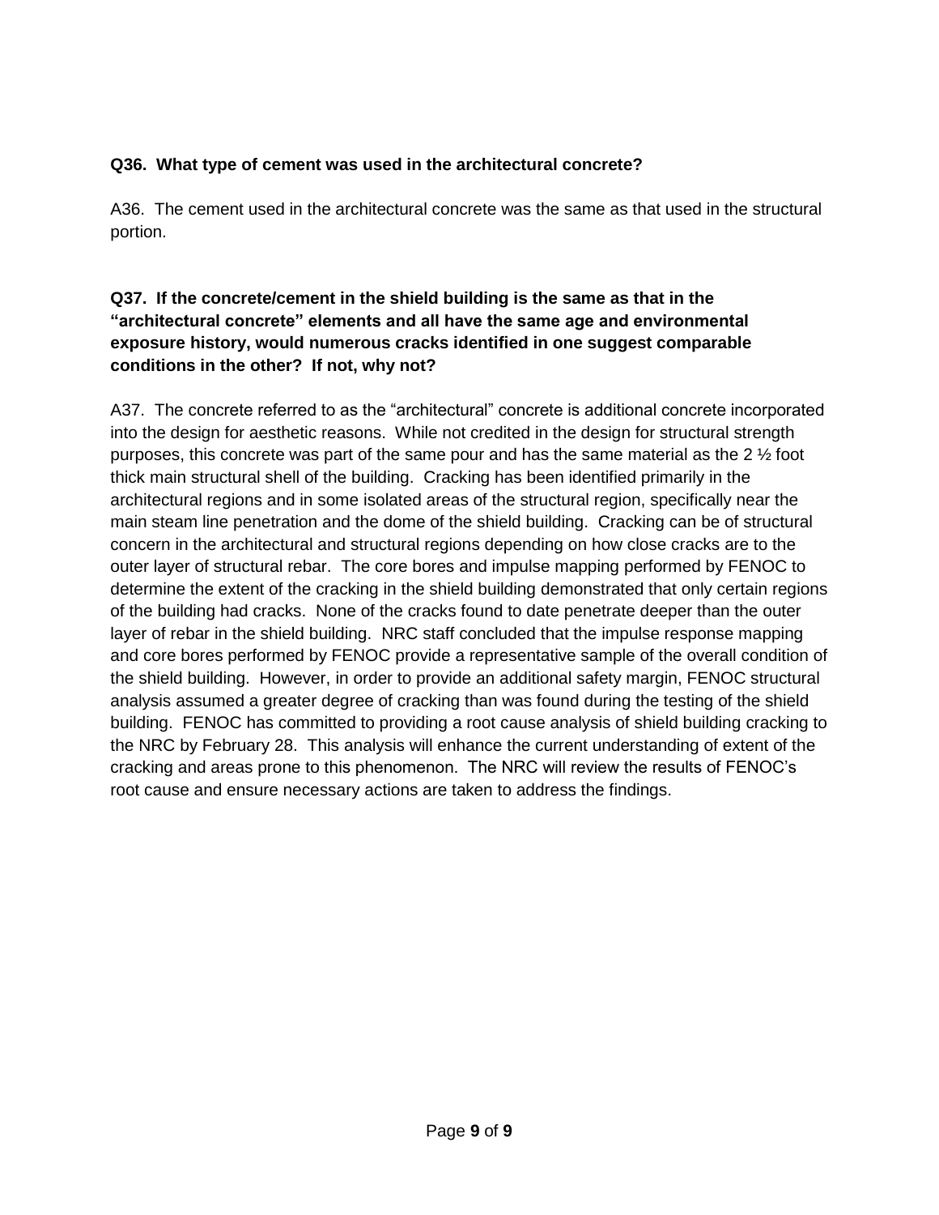**Q36. What type of cement was used in the architectural concrete?**

A36. The cement used in the architectural concrete was the same as that used in the structural portion.

**Q37. If the concrete/cement in the shield building is the same as that in the "architectural concrete" elements and all have the same age and environmental exposure history, would numerous cracks identified in one suggest comparable conditions in the other? If not, why not?**

A37. The concrete referred to as the "architectural" concrete is additional concrete incorporated into the design for aesthetic reasons. While not credited in the design for structural strength purposes, this concrete was part of the same pour and has the same material as the 2 ½ foot thick main structural shell of the building. Cracking has been identified primarily in the architectural regions and in some isolated areas of the structural region, specifically near the main steam line penetration and the dome of the shield building. Cracking can be of structural concern in the architectural and structural regions depending on how close cracks are to the outer layer of structural rebar. The core bores and impulse mapping performed by FENOC to determine the extent of the cracking in the shield building demonstrated that only certain regions of the building had cracks. None of the cracks found to date penetrate deeper than the outer layer of rebar in the shield building. NRC staff concluded that the impulse response mapping and core bores performed by FENOC provide a representative sample of the overall condition of the shield building. However, in order to provide an additional safety margin, FENOC structural analysis assumed a greater degree of cracking than was found during the testing of the shield building. FENOC has committed to providing a root cause analysis of shield building cracking to the NRC by February 28. This analysis will enhance the current understanding of extent of the cracking and areas prone to this phenomenon. The NRC will review the results of FENOC's root cause and ensure necessary actions are taken to address the findings.